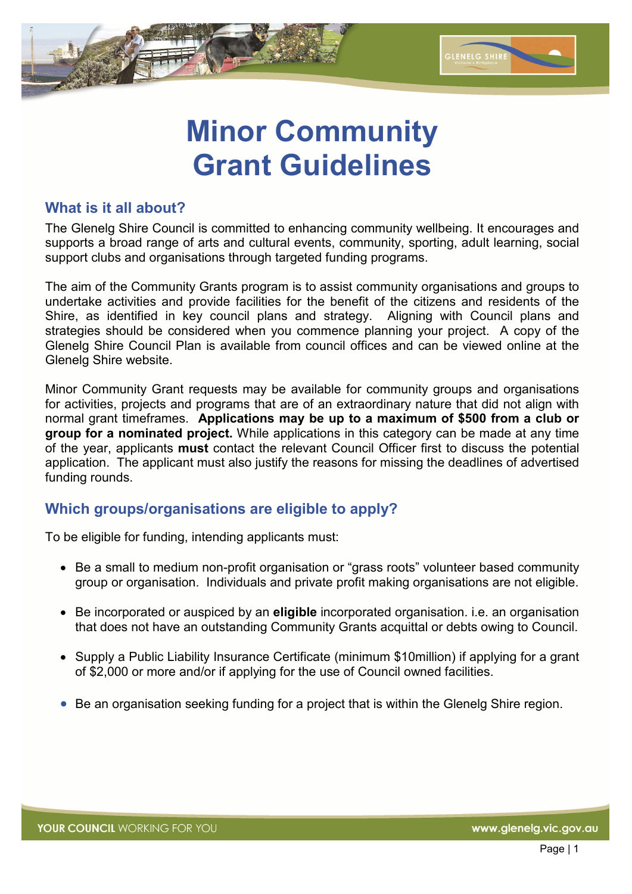# Minor Community Grant Guidelines

## What is it all about?

The Glenelg Shire Council is committed to enhancing community wellbeing. It encourages and supports a broad range of arts and cultural events, community, sporting, adult learning, social support clubs and organisations through targeted funding programs.

The aim of the Community Grants program is to assist community organisations and groups to undertake activities and provide facilities for the benefit of the citizens and residents of the Shire, as identified in key council plans and strategy. Aligning with Council plans and strategies should be considered when you commence planning your project. A copy of the Glenelg Shire Council Plan is available from council offices and can be viewed online at the Glenelg Shire website.

Minor Community Grant requests may be available for community groups and organisations for activities, projects and programs that are of an extraordinary nature that did not align with normal grant timeframes. **Applications may be up to a maximum of $500 from a club or group for a nominated project.** While applications in this category can be made at any time of the year, applicants **must** contact the relevant Council Officer first to discuss the potential application. The applicant must also justify the reasons for missing the deadlines of advertised funding rounds.

## Which groups/organisations are eligible to apply?

To be eligible for funding, intending applicants must:

- Be a small to medium non-profit organisation or "grass roots" volunteer based community group or organisation. Individuals and private profit making organisations are not eligible.
- Be incorporated or auspiced by an **eligible** incorporated organisation. i.e. an organisation that does not have an outstanding Community Grants acquittal or debts owing to Council.
- Supply a Public Liability Insurance Certificate (minimum $10million) if applying for a grant of $2,000 or more and/or if applying for the use of Council owned facilities.
- Be an organisation seeking funding for a project that is within the Glenelg Shire region.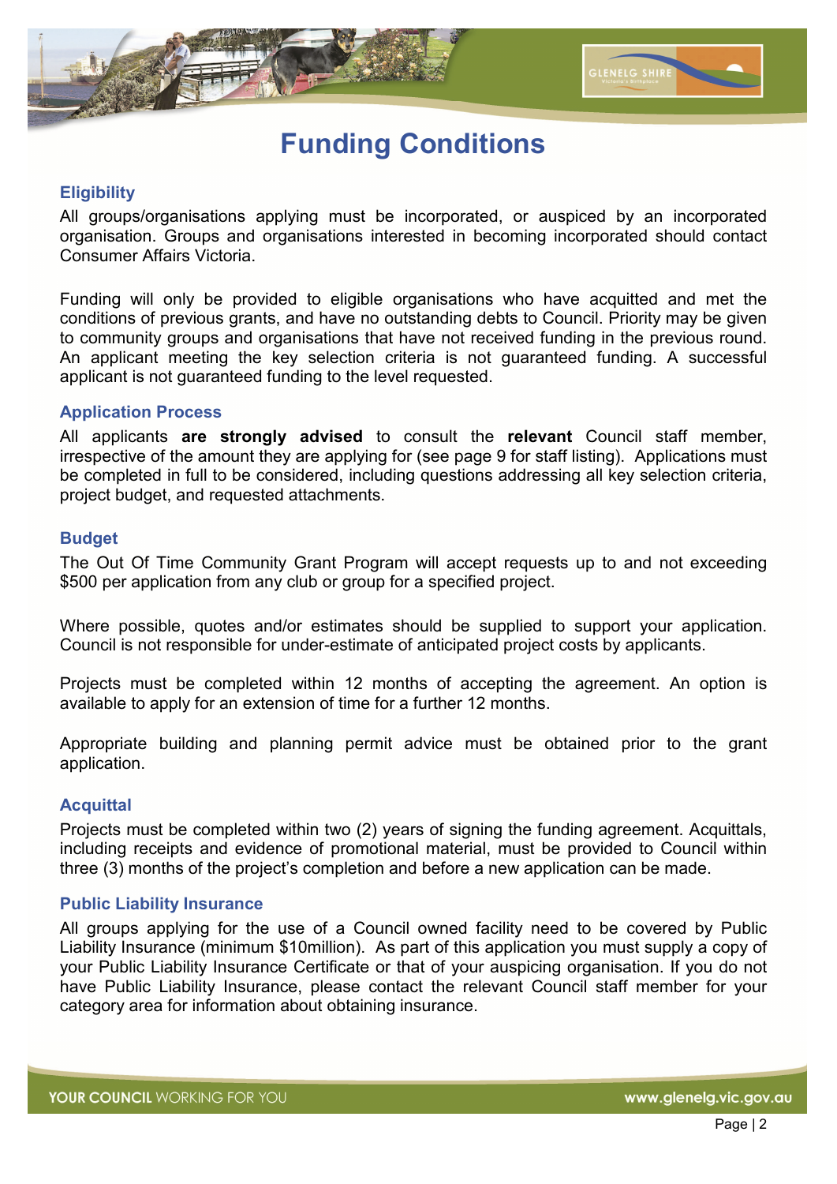# Funding Conditions

## Eligibility

All groups/organisations applying must be incorporated, or auspiced by an incorporated organisation. Groups and organisations interested in becoming incorporated should contact Consumer Affairs Victoria.

Funding will only be provided to eligible organisations who have acquitted and met the conditions of previous grants, and have no outstanding debts to Council. Priority may be given to community groups and organisations that have not received funding in the previous round. An applicant meeting the key selection criteria is not guaranteed funding. A successful applicant is not guaranteed funding to the level requested.

## Application Process

All applicants **are strongly advised** to consult the **relevant** Council staff member, irrespective of the amount they are applying for (see page 9 for staff listing). Applications must be completed in full to be considered, including questions addressing all key selection criteria, project budget, and requested attachments.

## Budget

The Out Of Time Community Grant Program will accept requests up to and not exceeding $500 per application from any club or group for a specified project.

Where possible, quotes and/or estimates should be supplied to support your application. Council is not responsible for under-estimate of anticipated project costs by applicants.

Projects must be completed within 12 months of accepting the agreement. An option is available to apply for an extension of time for a further 12 months.

Appropriate building and planning permit advice must be obtained prior to the grant application.

## Acquittal

Projects must be completed within two (2) years of signing the funding agreement. Acquittals, including receipts and evidence of promotional material, must be provided to Council within three (3) months of the project's completion and before a new application can be made.

## Public Liability Insurance

All groups applying for the use of a Council owned facility need to be covered by Public Liability Insurance (minimum $10million). As part of this application you must supply a copy of your Public Liability Insurance Certificate or that of your auspicing organisation. If you do not have Public Liability Insurance, please contact the relevant Council staff member for your category area for information about obtaining insurance.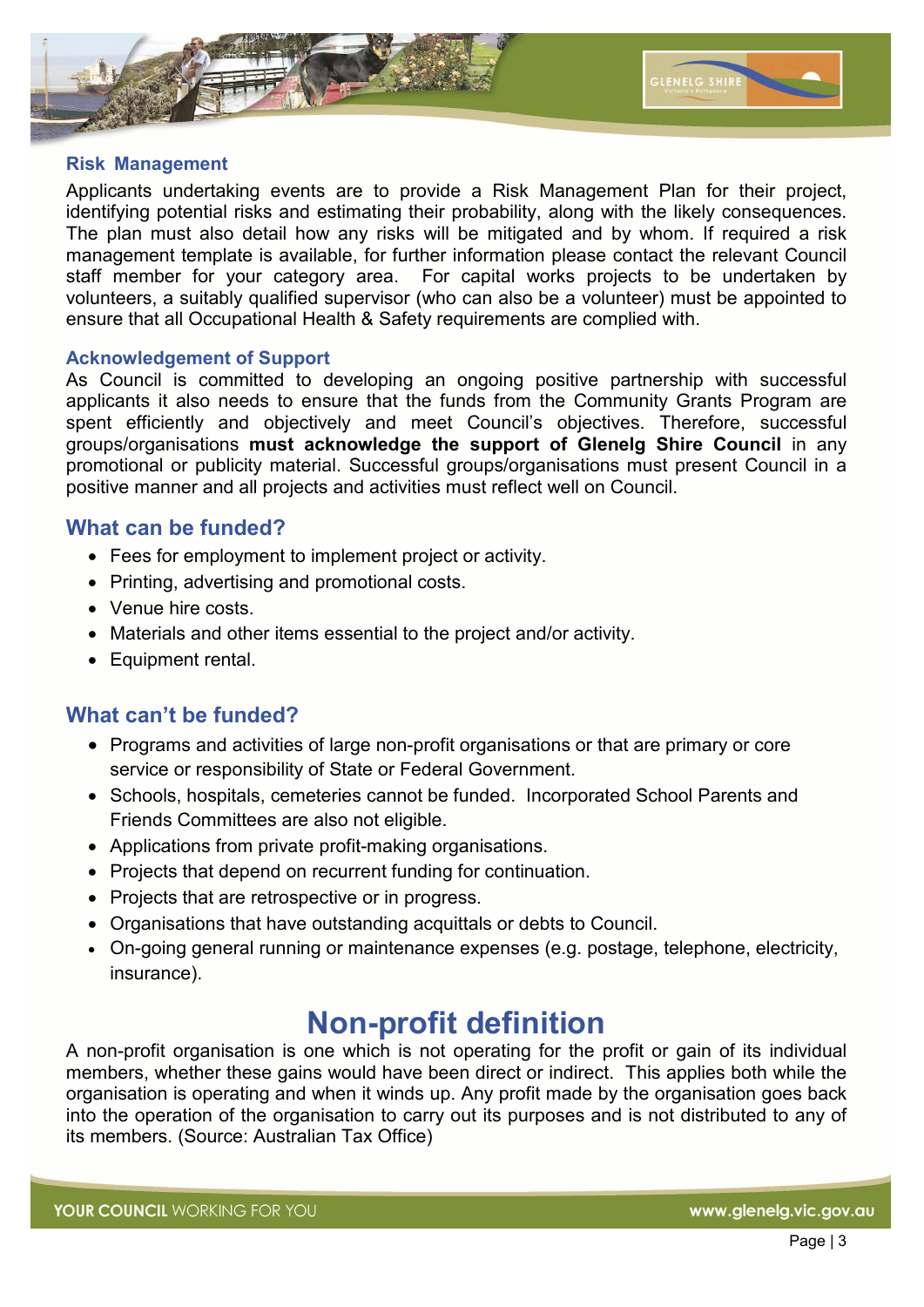### Risk Management

Applicants undertaking events are to provide a Risk Management Plan for their project, identifying potential risks and estimating their probability, along with the likely consequences. The plan must also detail how any risks will be mitigated and by whom. If required a risk management template is available, for further information please contact the relevant Council staff member for your category area. For capital works projects to be undertaken by volunteers, a suitably qualified supervisor (who can also be a volunteer) must be appointed to ensure that all Occupational Health & Safety requirements are complied with.

### Acknowledgement of Support

As Council is committed to developing an ongoing positive partnership with successful applicants it also needs to ensure that the funds from the Community Grants Program are spent efficiently and objectively and meet Council's objectives. Therefore, successful groups/organisations **must acknowledge the support of Glenelg Shire Council** in any promotional or publicity material. Successful groups/organisations must present Council in a positive manner and all projects and activities must reflect well on Council.

## What can be funded?

- Fees for employment to implement project or activity.
- Printing, advertising and promotional costs.
- Venue hire costs.
- Materials and other items essential to the project and/or activity.
- Equipment rental.

## What can't be funded?

- Programs and activities of large non-profit organisations or that are primary or core service or responsibility of State or Federal Government.
- Schools, hospitals, cemeteries cannot be funded. Incorporated School Parents and Friends Committees are also not eligible.
- Applications from private profit-making organisations.
- Projects that depend on recurrent funding for continuation.
- Projects that are retrospective or in progress.
- Organisations that have outstanding acquittals or debts to Council.
- On-going general running or maintenance expenses (e.g. postage, telephone, electricity, insurance).

# Non-profit definition

A non-profit organisation is one which is not operating for the profit or gain of its individual members, whether these gains would have been direct or indirect. This applies both while the organisation is operating and when it winds up. Any profit made by the organisation goes back into the operation of the organisation to carry out its purposes and is not distributed to any of its members. (Source: Australian Tax Office)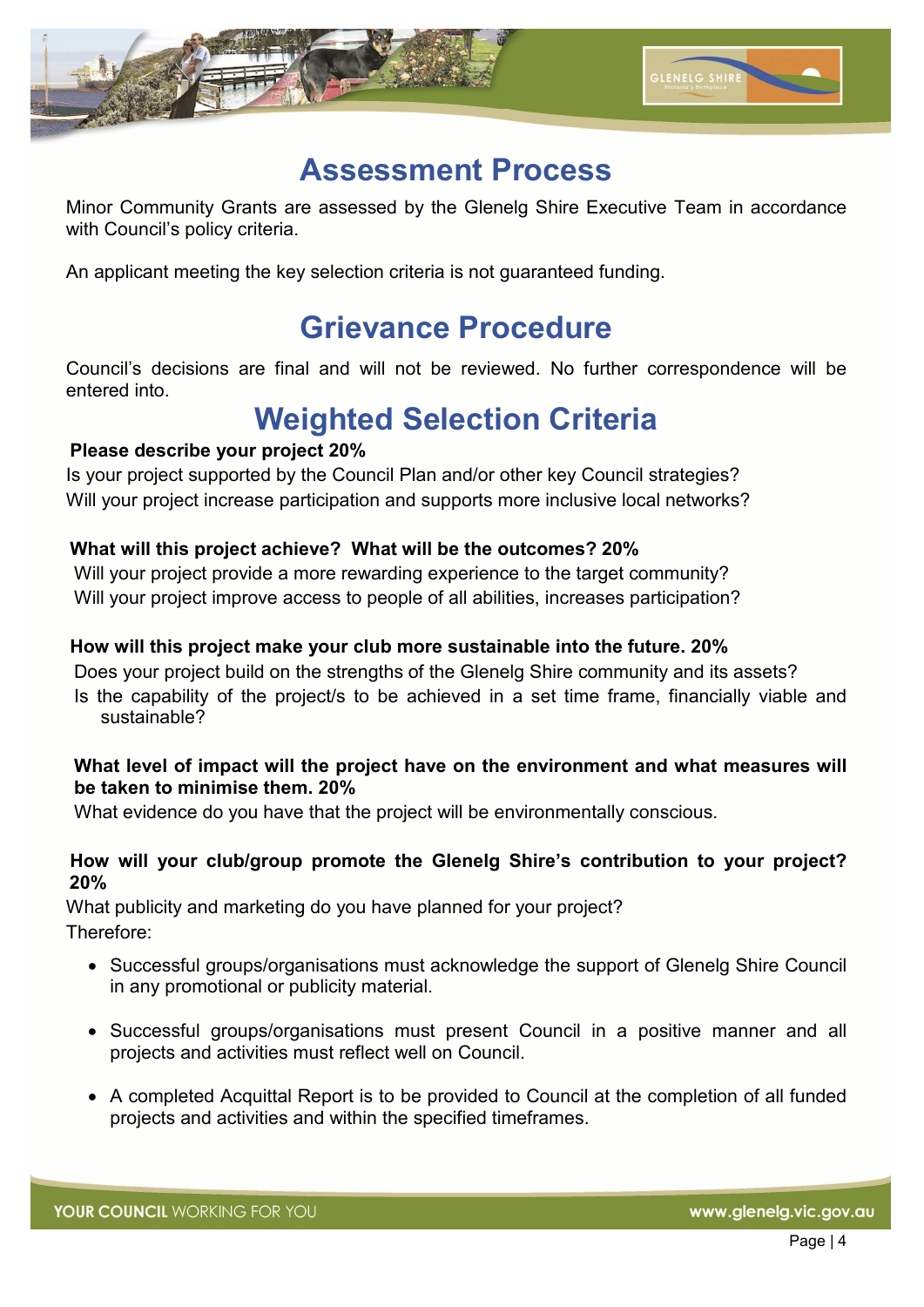# Assessment Process

Minor Community Grants are assessed by the Glenelg Shire Executive Team in accordance with Council's policy criteria.

An applicant meeting the key selection criteria is not guaranteed funding.

# Grievance Procedure

Council's decisions are final and will not be reviewed. No further correspondence will be entered into.

# Weighted Selection Criteria

**Please describe your project 20%**

Is your project supported by the Council Plan and/or other key Council strategies?
Will your project increase participation and supports more inclusive local networks?

**What will this project achieve? What will be the outcomes? 20%**

Will your project provide a more rewarding experience to the target community?
Will your project improve access to people of all abilities, increases participation?

**How will this project make your club more sustainable into the future. 20%**

Does your project build on the strengths of the Glenelg Shire community and its assets?
Is the capability of the project/s to be achieved in a set time frame, financially viable and sustainable?

**What level of impact will the project have on the environment and what measures will be taken to minimise them. 20%**

What evidence do you have that the project will be environmentally conscious.

**How will your club/group promote the Glenelg Shire's contribution to your project? 20%**

What publicity and marketing do you have planned for your project?
Therefore:

- Successful groups/organisations must acknowledge the support of Glenelg Shire Council in any promotional or publicity material.
- Successful groups/organisations must present Council in a positive manner and all projects and activities must reflect well on Council.
- A completed Acquittal Report is to be provided to Council at the completion of all funded projects and activities and within the specified timeframes.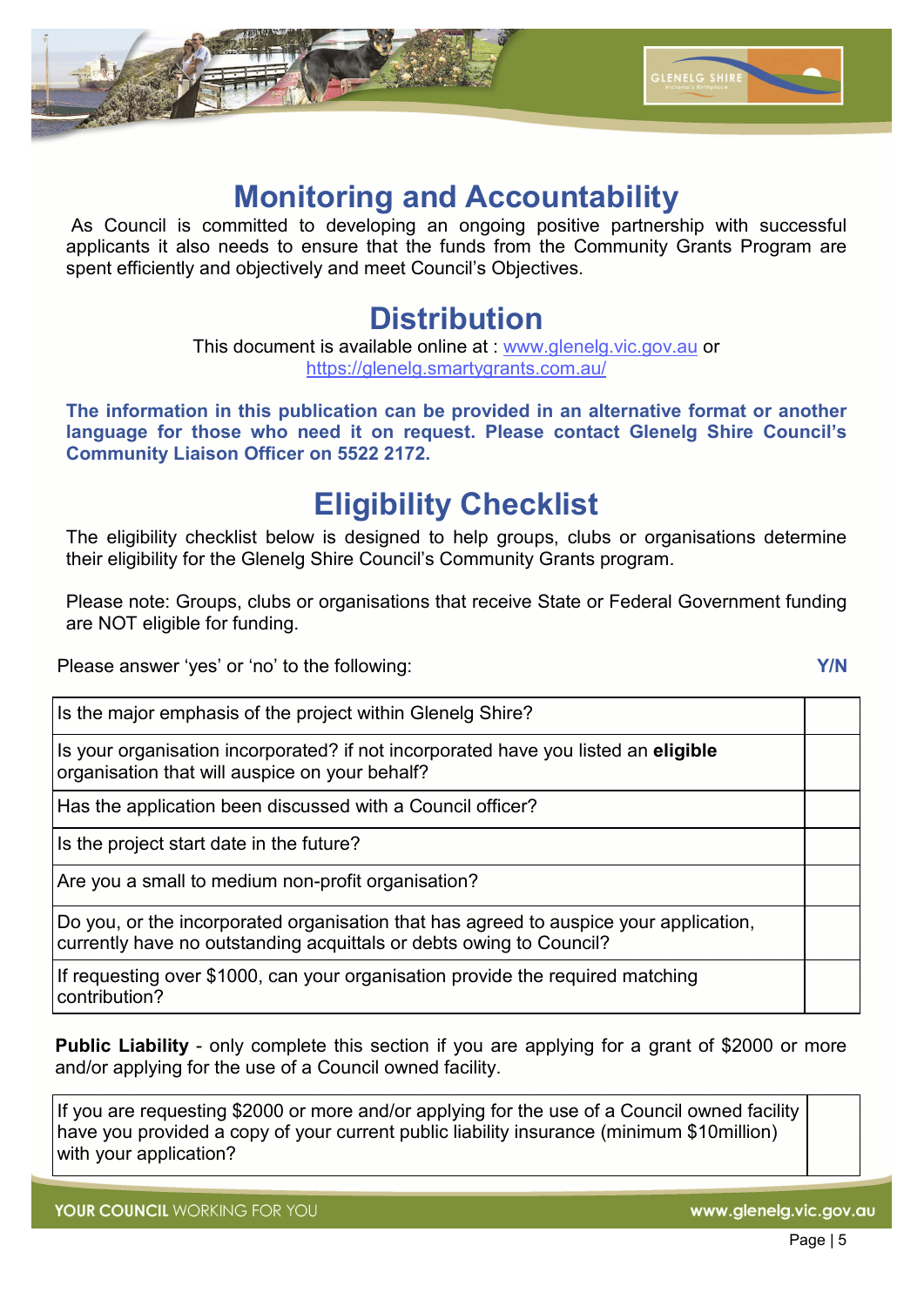# Monitoring and Accountability

As Council is committed to developing an ongoing positive partnership with successful applicants it also needs to ensure that the funds from the Community Grants Program are spent efficiently and objectively and meet Council's Objectives.

# Distribution

This document is available online at : www.glenelg.vic.gov.au or https://glenelg.smartygrants.com.au/

**The information in this publication can be provided in an alternative format or another language for those who need it on request. Please contact Glenelg Shire Council's Community Liaison Officer on 5522 2172.**

# Eligibility Checklist

The eligibility checklist below is designed to help groups, clubs or organisations determine their eligibility for the Glenelg Shire Council's Community Grants program.

Please note: Groups, clubs or organisations that receive State or Federal Government funding are NOT eligible for funding.

Please answer 'yes' or 'no' to the following: **Y/N**

| Question | Y/N |
|---|---|
| Is the major emphasis of the project within Glenelg Shire? | |
| Is your organisation incorporated? if not incorporated have you listed an **eligible** organisation that will auspice on your behalf? | |
| Has the application been discussed with a Council officer? | |
| Is the project start date in the future? | |
| Are you a small to medium non-profit organisation? | |
| Do you, or the incorporated organisation that has agreed to auspice your application, currently have no outstanding acquittals or debts owing to Council? | |
| If requesting over $1000, can your organisation provide the required matching contribution? | |

**Public Liability** - only complete this section if you are applying for a grant of $2000 or more and/or applying for the use of a Council owned facility.

| Question | Y/N |
|---|---|
| If you are requesting $2000 or more and/or applying for the use of a Council owned facility have you provided a copy of your current public liability insurance (minimum $10million) with your application? | |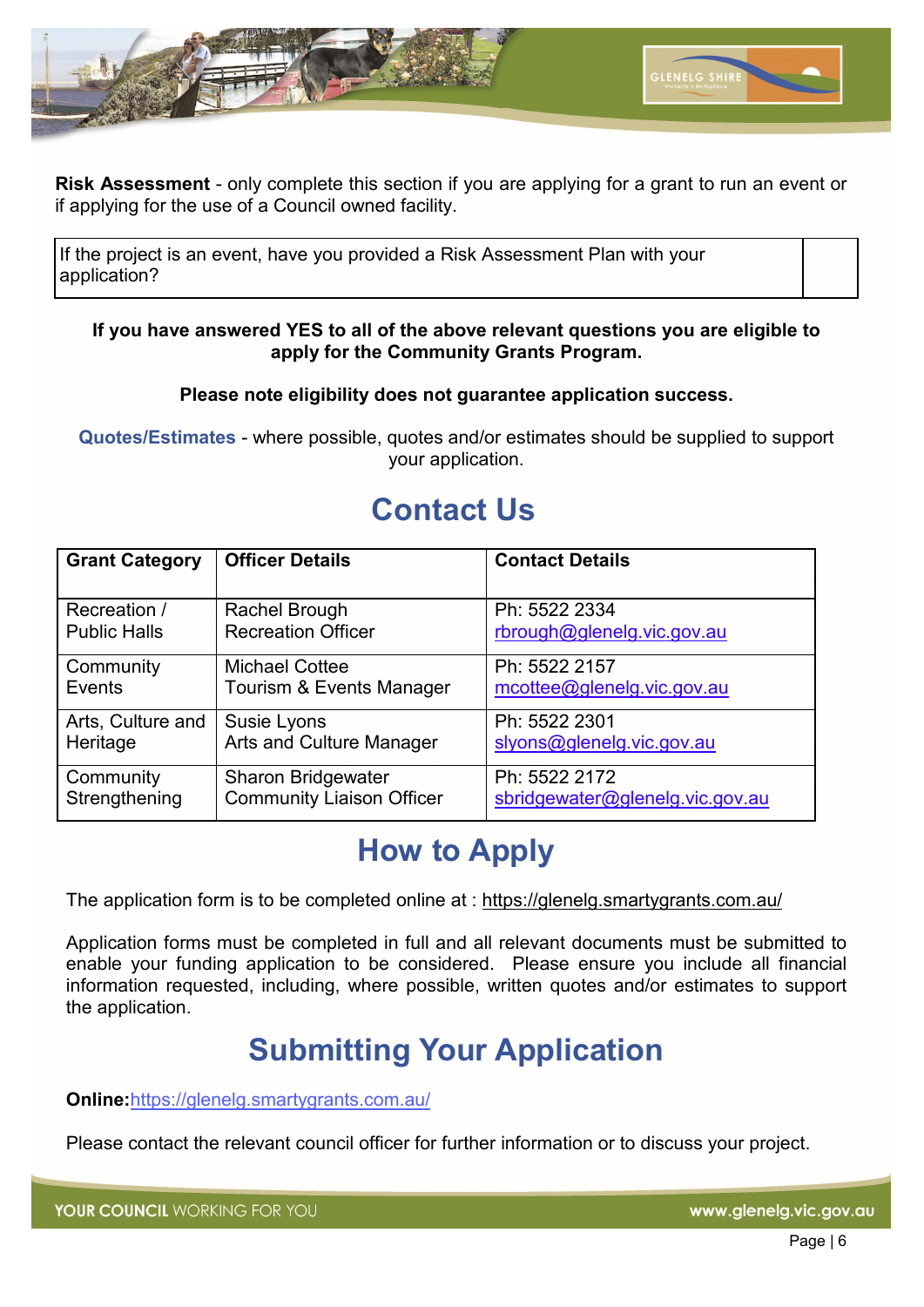**Risk Assessment** - only complete this section if you are applying for a grant to run an event or if applying for the use of a Council owned facility.

| | |
|---|---|
| If the project is an event, have you provided a Risk Assessment Plan with your application? | |

**If you have answered YES to all of the above relevant questions you are eligible to apply for the Community Grants Program.**

**Please note eligibility does not guarantee application success.**

**Quotes/Estimates** - where possible, quotes and/or estimates should be supplied to support your application.

# Contact Us

| Grant Category | Officer Details | Contact Details |
|---|---|---|
| Recreation / Public Halls | Rachel Brough<br>Recreation Officer | Ph: 5522 2334<br>rbrough@glenelg.vic.gov.au |
| Community Events | Michael Cottee<br>Tourism & Events Manager | Ph: 5522 2157<br>mcottee@glenelg.vic.gov.au |
| Arts, Culture and Heritage | Susie Lyons<br>Arts and Culture Manager | Ph: 5522 2301<br>slyons@glenelg.vic.gov.au |
| Community Strengthening | Sharon Bridgewater<br>Community Liaison Officer | Ph: 5522 2172<br>sbridgewater@glenelg.vic.gov.au |

# How to Apply

The application form is to be completed online at : https://glenelg.smartygrants.com.au/

Application forms must be completed in full and all relevant documents must be submitted to enable your funding application to be considered. Please ensure you include all financial information requested, including, where possible, written quotes and/or estimates to support the application.

# Submitting Your Application

**Online:**https://glenelg.smartygrants.com.au/

Please contact the relevant council officer for further information or to discuss your project.